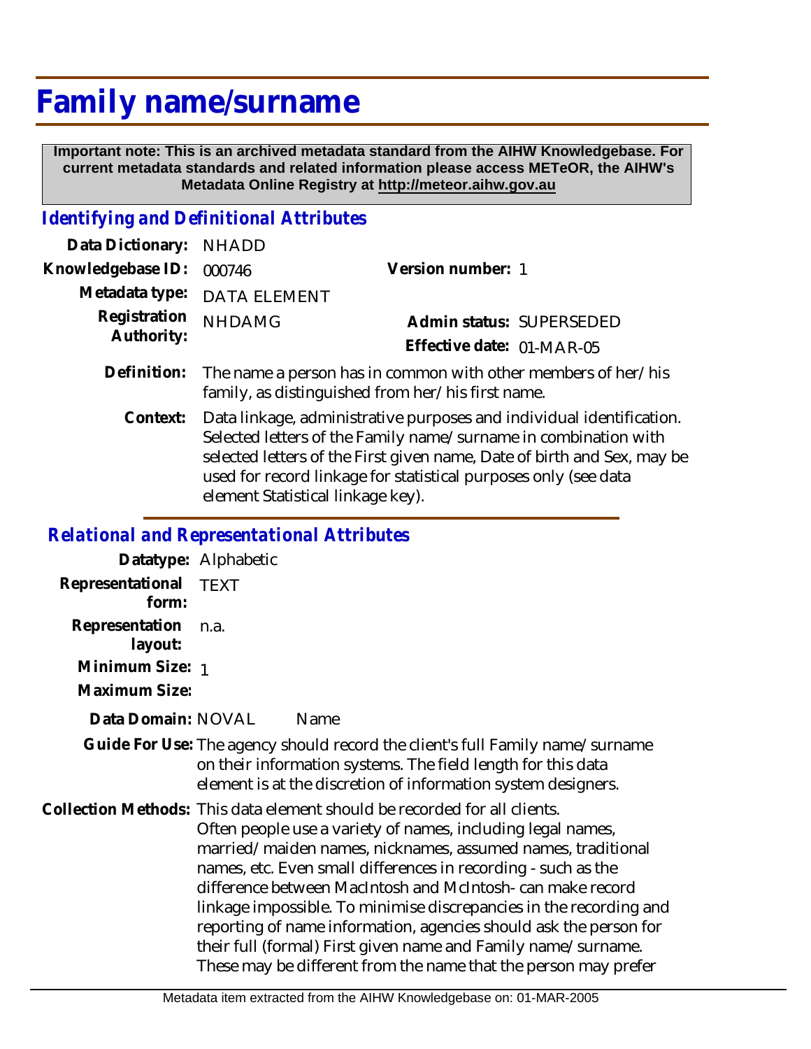# Family name/surname

**Important note: This is an archived metadata standard from the AIHW Knowledgebase. For current metadata standards and related information please access METeOR, the AIHW's Metadata Online Registry at http://meteor.aihw.gov.au**

## *Identifying and Definitional Attributes*

**Data Dictionary:** NHADD

**Knowledgebase ID:** 000746

**Version number:** 1

**Metadata type:** DATA ELEMENT

**Registration Authority:** NHDAMG

**Admin status:** SUPERSEDED

**Effective date:** 01-MAR-05

**Definition:** The name a person has in common with other members of her/his family, as distinguished from her/his first name.

**Context:** Data linkage, administrative purposes and individual identification. Selected letters of the Family name/surname in combination with selected letters of the First given name, Date of birth and Sex, may be used for record linkage for statistical purposes only (see data element Statistical linkage key).

## *Relational and Representational Attributes*

**Datatype:** Alphabetic

**Representational form:** TEXT

**Representation layout:** n.a.

**Minimum Size:** 1

**Maximum Size:**

**Data Domain:** NOVAL Name

**Guide For Use:** The agency should record the client's full Family name/surname on their information systems. The field length for this data element is at the discretion of information system designers.

**Collection Methods:** This data element should be recorded for all clients. Often people use a variety of names, including legal names, married/maiden names, nicknames, assumed names, traditional names, etc. Even small differences in recording - such as the difference between MacIntosh and McIntosh- can make record linkage impossible. To minimise discrepancies in the recording and reporting of name information, agencies should ask the person for their full (formal) First given name and Family name/surname. These may be different from the name that the person may prefer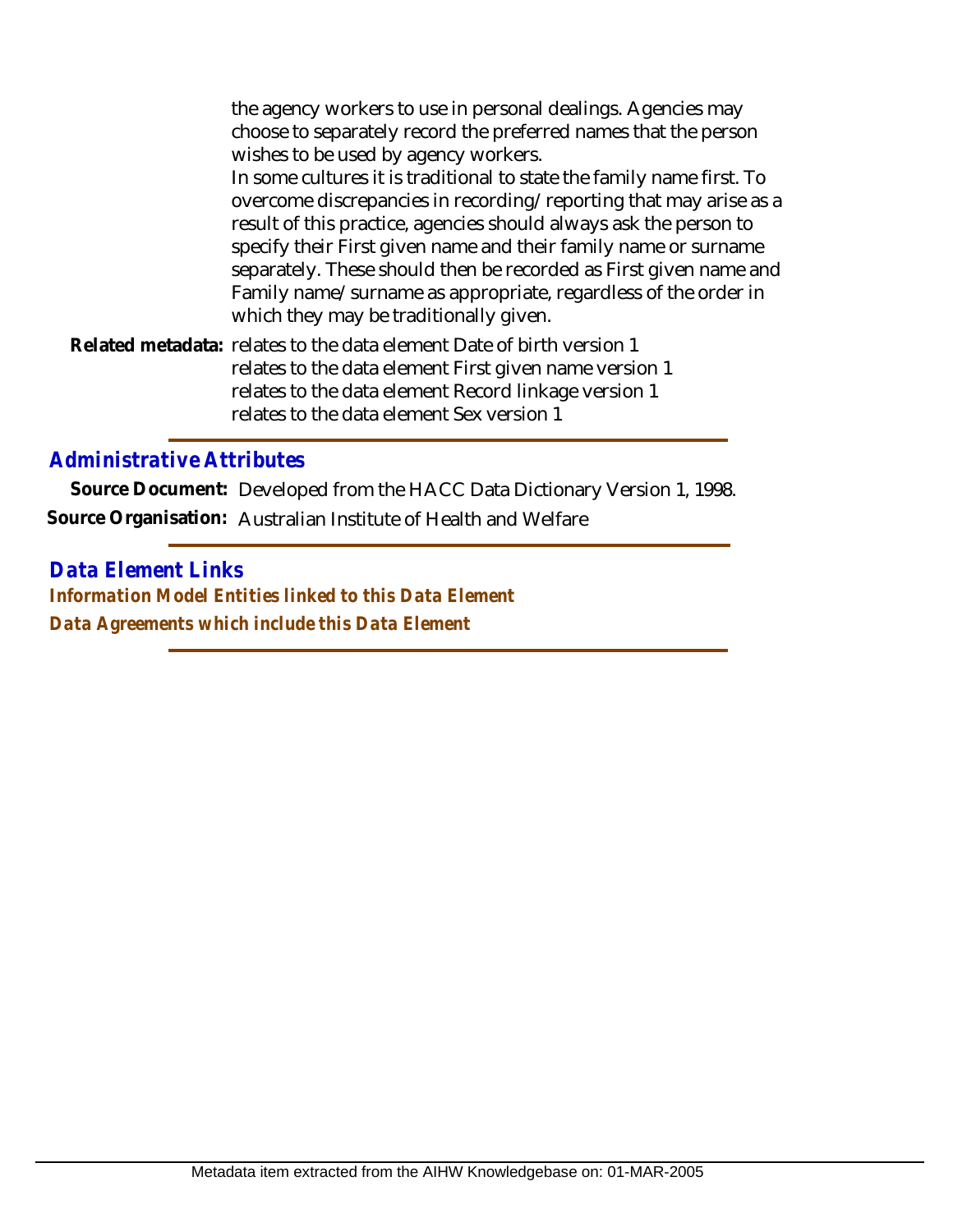the agency workers to use in personal dealings. Agencies may choose to separately record the preferred names that the person wishes to be used by agency workers.
In some cultures it is traditional to state the family name first. To overcome discrepancies in recording/reporting that may arise as a result of this practice, agencies should always ask the person to specify their First given name and their family name or surname separately. These should then be recorded as First given name and Family name/surname as appropriate, regardless of the order in which they may be traditionally given.

**Related metadata:** relates to the data element Date of birth version 1
relates to the data element First given name version 1
relates to the data element Record linkage version 1
relates to the data element Sex version 1

## Administrative Attributes

**Source Document:** Developed from the HACC Data Dictionary Version 1, 1998.

**Source Organisation:** Australian Institute of Health and Welfare

## Data Element Links

***Information Model Entities linked to this Data Element***

***Data Agreements which include this Data Element***

Metadata item extracted from the AIHW Knowledgebase on: 01-MAR-2005